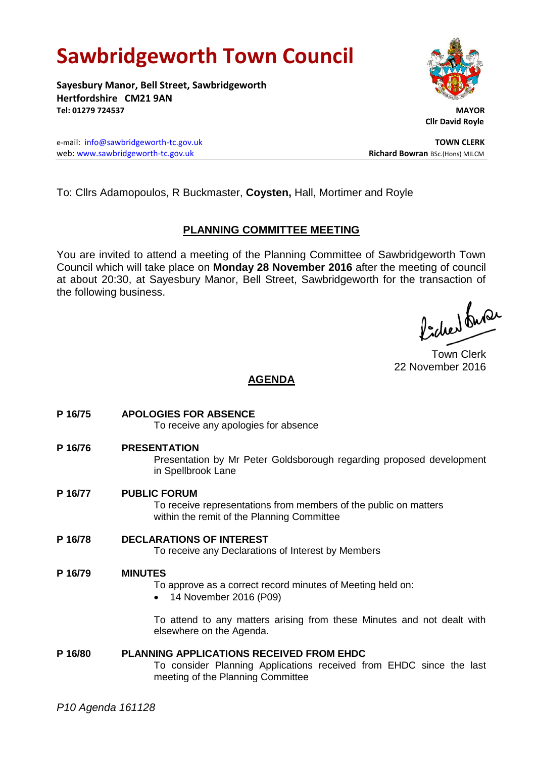# Sawbridgeworth Town Council

**Sayesbury Manor, Bell Street, Sawbridgeworth**
**Hertfordshire CM21 9AN**
**Tel: 01279 724537**

**MAYOR**
**Cllr David Royle**

e-mail: info@sawbridgeworth-tc.gov.uk
web: www.sawbridgeworth-tc.gov.uk

**TOWN CLERK**
**Richard Bowran** BSc.(Hons) MILCM

To: Cllrs Adamopoulos, R Buckmaster, **Coysten,** Hall, Mortimer and Royle

## PLANNING COMMITTEE MEETING

You are invited to attend a meeting of the Planning Committee of Sawbridgeworth Town Council which will take place on **Monday 28 November 2016** after the meeting of council at about 20:30, at Sayesbury Manor, Bell Street, Sawbridgeworth for the transaction of the following business.

Town Clerk
22 November 2016

## AGENDA

**P 16/75 APOLOGIES FOR ABSENCE**
To receive any apologies for absence

**P 16/76 PRESENTATION**
Presentation by Mr Peter Goldsborough regarding proposed development in Spellbrook Lane

**P 16/77 PUBLIC FORUM**
To receive representations from members of the public on matters within the remit of the Planning Committee

**P 16/78 DECLARATIONS OF INTEREST**
To receive any Declarations of Interest by Members

**P 16/79 MINUTES**
To approve as a correct record minutes of Meeting held on:

- 14 November 2016 (P09)

To attend to any matters arising from these Minutes and not dealt with elsewhere on the Agenda.

**P 16/80 PLANNING APPLICATIONS RECEIVED FROM EHDC**
To consider Planning Applications received from EHDC since the last meeting of the Planning Committee

*P10 Agenda 161128*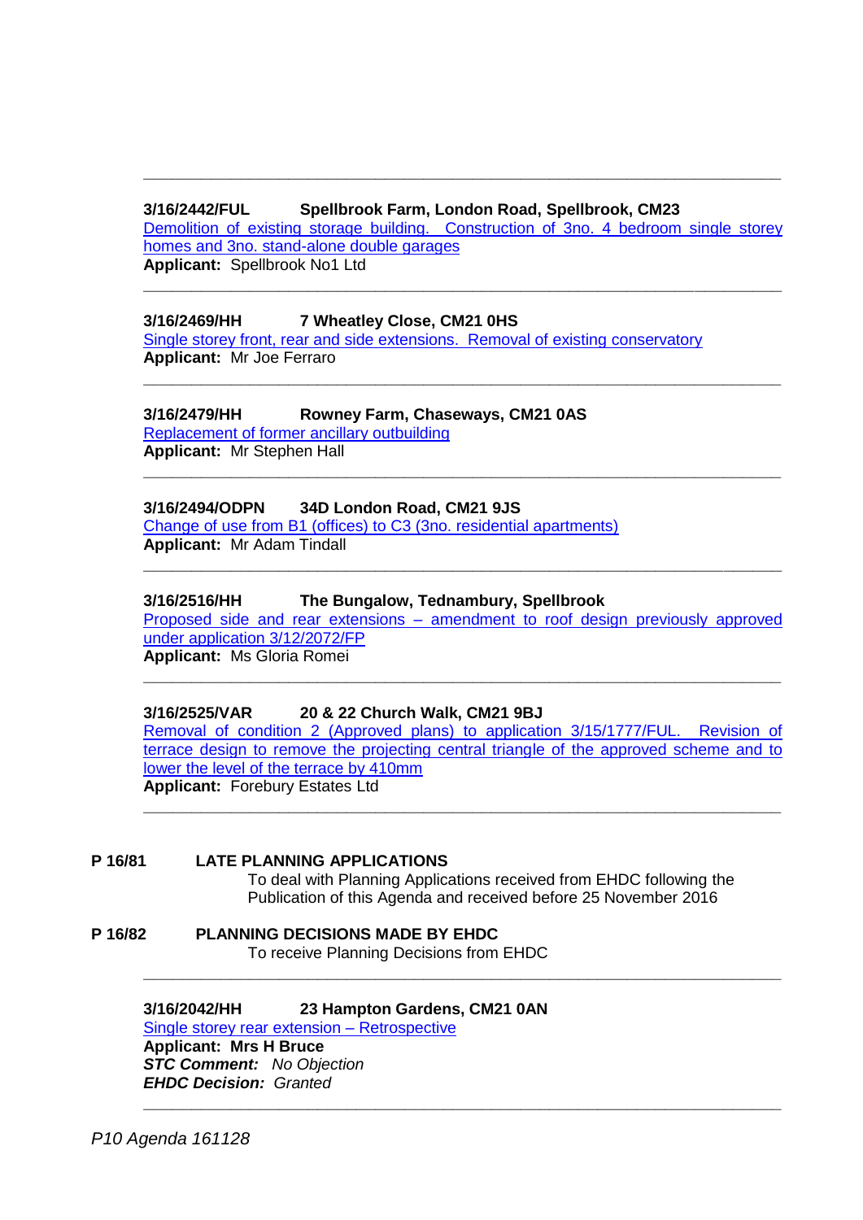---

**3/16/2442/FUL Spellbrook Farm, London Road, Spellbrook, CM23**
Demolition of existing storage building. Construction of 3no. 4 bedroom single storey homes and 3no. stand-alone double garages
**Applicant:** Spellbrook No1 Ltd

---

**3/16/2469/HH 7 Wheatley Close, CM21 0HS**
Single storey front, rear and side extensions. Removal of existing conservatory
**Applicant:** Mr Joe Ferraro

---

**3/16/2479/HH Rowney Farm, Chaseways, CM21 0AS**
Replacement of former ancillary outbuilding
**Applicant:** Mr Stephen Hall

---

**3/16/2494/ODPN 34D London Road, CM21 9JS**
Change of use from B1 (offices) to C3 (3no. residential apartments)
**Applicant:** Mr Adam Tindall

---

**3/16/2516/HH The Bungalow, Tednambury, Spellbrook**
Proposed side and rear extensions – amendment to roof design previously approved under application 3/12/2072/FP
**Applicant:** Ms Gloria Romei

---

**3/16/2525/VAR 20 & 22 Church Walk, CM21 9BJ**
Removal of condition 2 (Approved plans) to application 3/15/1777/FUL. Revision of terrace design to remove the projecting central triangle of the approved scheme and to lower the level of the terrace by 410mm
**Applicant:** Forebury Estates Ltd

---

**P 16/81 LATE PLANNING APPLICATIONS**

To deal with Planning Applications received from EHDC following the Publication of this Agenda and received before 25 November 2016

**P 16/82 PLANNING DECISIONS MADE BY EHDC**

To receive Planning Decisions from EHDC

---

**3/16/2042/HH 23 Hampton Gardens, CM21 0AN**
Single storey rear extension – Retrospective
**Applicant: Mrs H Bruce**
***STC Comment:*** *No Objection*
***EHDC Decision:*** *Granted*

---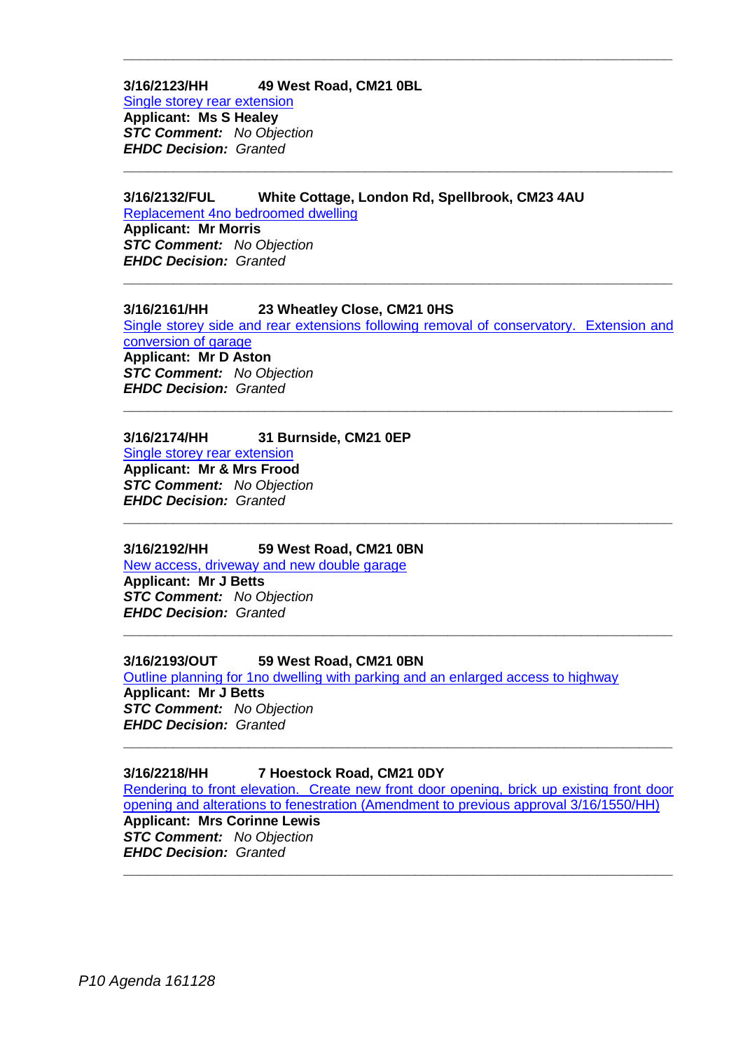---

**3/16/2123/HH** **49 West Road, CM21 0BL**
Single storey rear extension
**Applicant: Ms S Healey**
***STC Comment:*** *No Objection*
***EHDC Decision:*** *Granted*

---

**3/16/2132/FUL** **White Cottage, London Rd, Spellbrook, CM23 4AU**
Replacement 4no bedroomed dwelling
**Applicant: Mr Morris**
***STC Comment:*** *No Objection*
***EHDC Decision:*** *Granted*

---

**3/16/2161/HH** **23 Wheatley Close, CM21 0HS**
Single storey side and rear extensions following removal of conservatory. Extension and conversion of garage
**Applicant: Mr D Aston**
***STC Comment:*** *No Objection*
***EHDC Decision:*** *Granted*

---

**3/16/2174/HH** **31 Burnside, CM21 0EP**
Single storey rear extension
**Applicant: Mr & Mrs Frood**
***STC Comment:*** *No Objection*
***EHDC Decision:*** *Granted*

---

**3/16/2192/HH** **59 West Road, CM21 0BN**
New access, driveway and new double garage
**Applicant: Mr J Betts**
***STC Comment:*** *No Objection*
***EHDC Decision:*** *Granted*

---

**3/16/2193/OUT** **59 West Road, CM21 0BN**
Outline planning for 1no dwelling with parking and an enlarged access to highway
**Applicant: Mr J Betts**
***STC Comment:*** *No Objection*
***EHDC Decision:*** *Granted*

---

**3/16/2218/HH** **7 Hoestock Road, CM21 0DY**
Rendering to front elevation. Create new front door opening, brick up existing front door opening and alterations to fenestration (Amendment to previous approval 3/16/1550/HH)
**Applicant: Mrs Corinne Lewis**
***STC Comment:*** *No Objection*
***EHDC Decision:*** *Granted*

---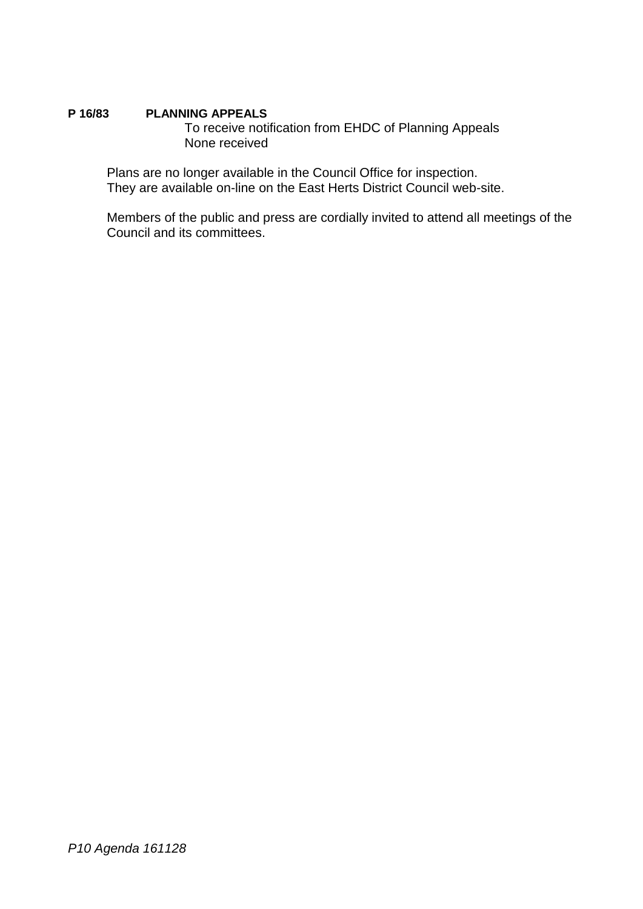**P 16/83 PLANNING APPEALS**

To receive notification from EHDC of Planning Appeals
None received

Plans are no longer available in the Council Office for inspection.
They are available on-line on the East Herts District Council web-site.

Members of the public and press are cordially invited to attend all meetings of the Council and its committees.